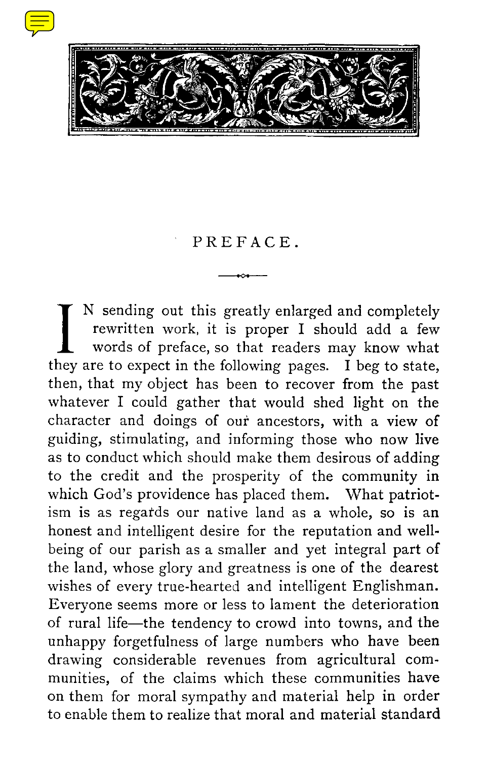# PREFACE.

IN sending out this greatly enlarged and completely rewritten work, it is proper I should add a few words of preface, so that readers may know what they are to expect in the following pages. I beg to state, then, that my object has been to recover from the past whatever I could gather that would shed light on the character and doings of our ancestors, with a view of guiding, stimulating, and informing those who now live as to conduct which should make them desirous of adding to the credit and the prosperity of the community in which God's providence has placed them. What patriotism is as regards our native land as a whole, so is an honest and intelligent desire for the reputation and well-being of our parish as a smaller and yet integral part of the land, whose glory and greatness is one of the dearest wishes of every true-hearted and intelligent Englishman. Everyone seems more or less to lament the deterioration of rural life—the tendency to crowd into towns, and the unhappy forgetfulness of large numbers who have been drawing considerable revenues from agricultural communities, of the claims which these communities have on them for moral sympathy and material help in order to enable them to realize that moral and material standard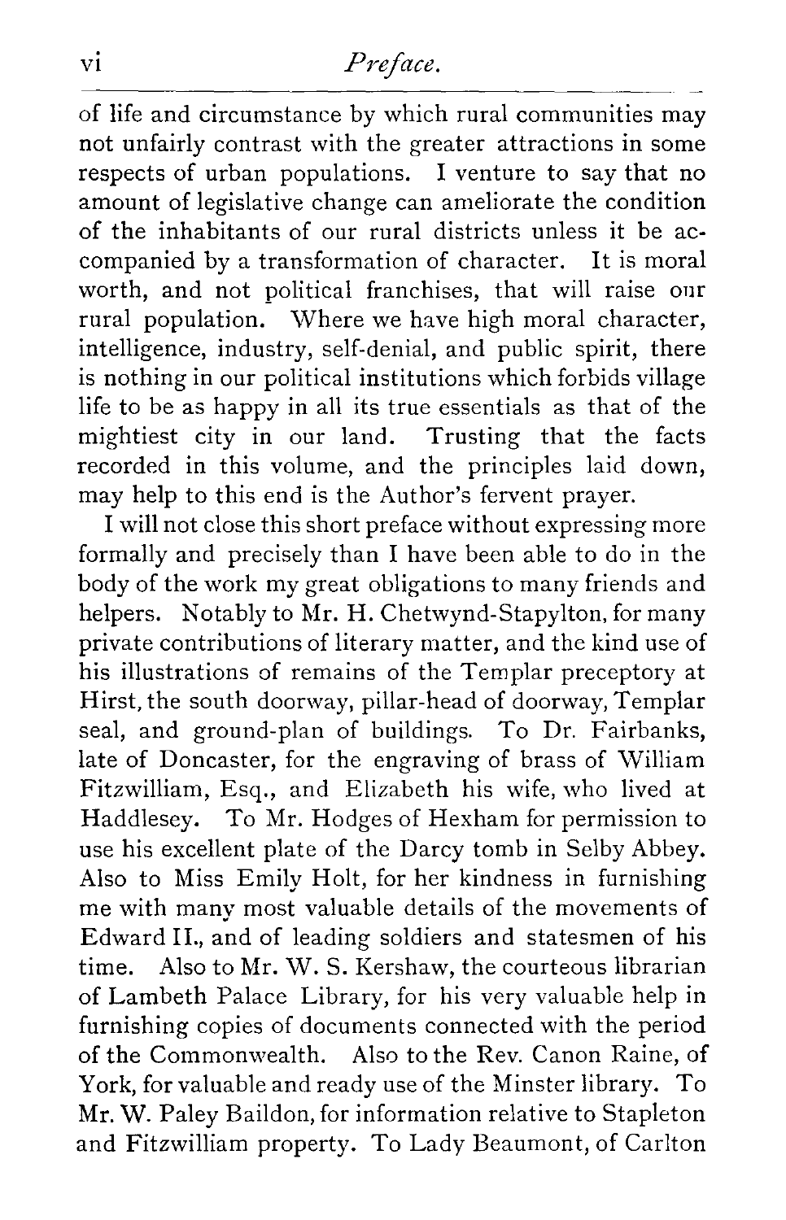of life and circumstance by which rural communities may not unfairly contrast with the greater attractions in some respects of urban populations. I venture to say that no amount of legislative change can ameliorate the condition of the inhabitants of our rural districts unless it be accompanied by a transformation of character. It is moral worth, and not political franchises, that will raise our rural population. Where we have high moral character, intelligence, industry, self-denial, and public spirit, there is nothing in our political institutions which forbids village life to be as happy in all its true essentials as that of the mightiest city in our land. Trusting that the facts recorded in this volume, and the principles laid down, may help to this end is the Author's fervent prayer.

I will not close this short preface without expressing more formally and precisely than I have been able to do in the body of the work my great obligations to many friends and helpers. Notably to Mr. H. Chetwynd-Stapylton, for many private contributions of literary matter, and the kind use of his illustrations of remains of the Templar preceptory at Hirst, the south doorway, pillar-head of doorway, Templar seal, and ground-plan of buildings. To Dr. Fairbanks, late of Doncaster, for the engraving of brass of William Fitzwilliam, Esq., and Elizabeth his wife, who lived at Haddlesey. To Mr. Hodges of Hexham for permission to use his excellent plate of the Darcy tomb in Selby Abbey. Also to Miss Emily Holt, for her kindness in furnishing me with many most valuable details of the movements of Edward II., and of leading soldiers and statesmen of his time. Also to Mr. W. S. Kershaw, the courteous librarian of Lambeth Palace Library, for his very valuable help in furnishing copies of documents connected with the period of the Commonwealth. Also to the Rev. Canon Raine, of York, for valuable and ready use of the Minster library. To Mr. W. Paley Baildon, for information relative to Stapleton and Fitzwilliam property. To Lady Beaumont, of Carlton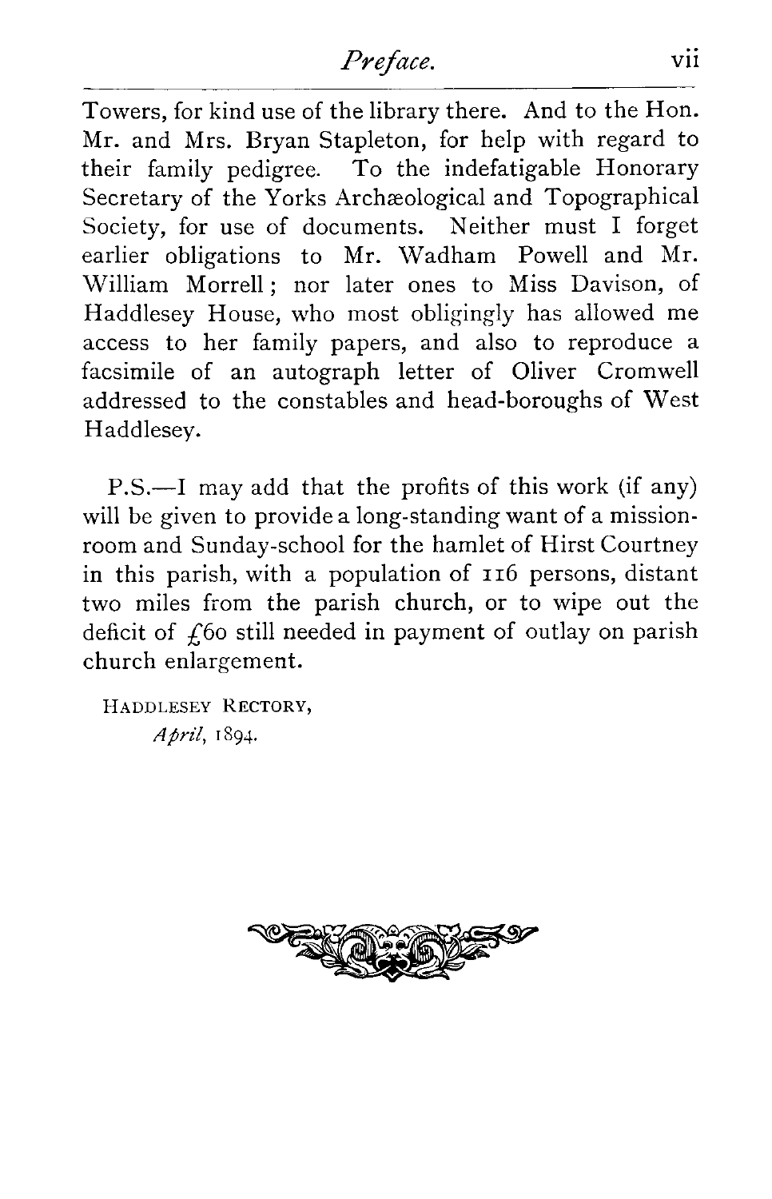Towers, for kind use of the library there. And to the Hon. Mr. and Mrs. Bryan Stapleton, for help with regard to their family pedigree. To the indefatigable Honorary Secretary of the Yorks Archæological and Topographical Society, for use of documents. Neither must I forget earlier obligations to Mr. Wadham Powell and Mr. William Morrell; nor later ones to Miss Davison, of Haddlesey House, who most obligingly has allowed me access to her family papers, and also to reproduce a facsimile of an autograph letter of Oliver Cromwell addressed to the constables and head-boroughs of West Haddlesey.

P.S.—I may add that the profits of this work (if any) will be given to provide a long-standing want of a mission-room and Sunday-school for the hamlet of Hirst Courtney in this parish, with a population of 116 persons, distant two miles from the parish church, or to wipe out the deficit of £60 still needed in payment of outlay on parish church enlargement.

HADDLESEY RECTORY,
*April*, 1894.